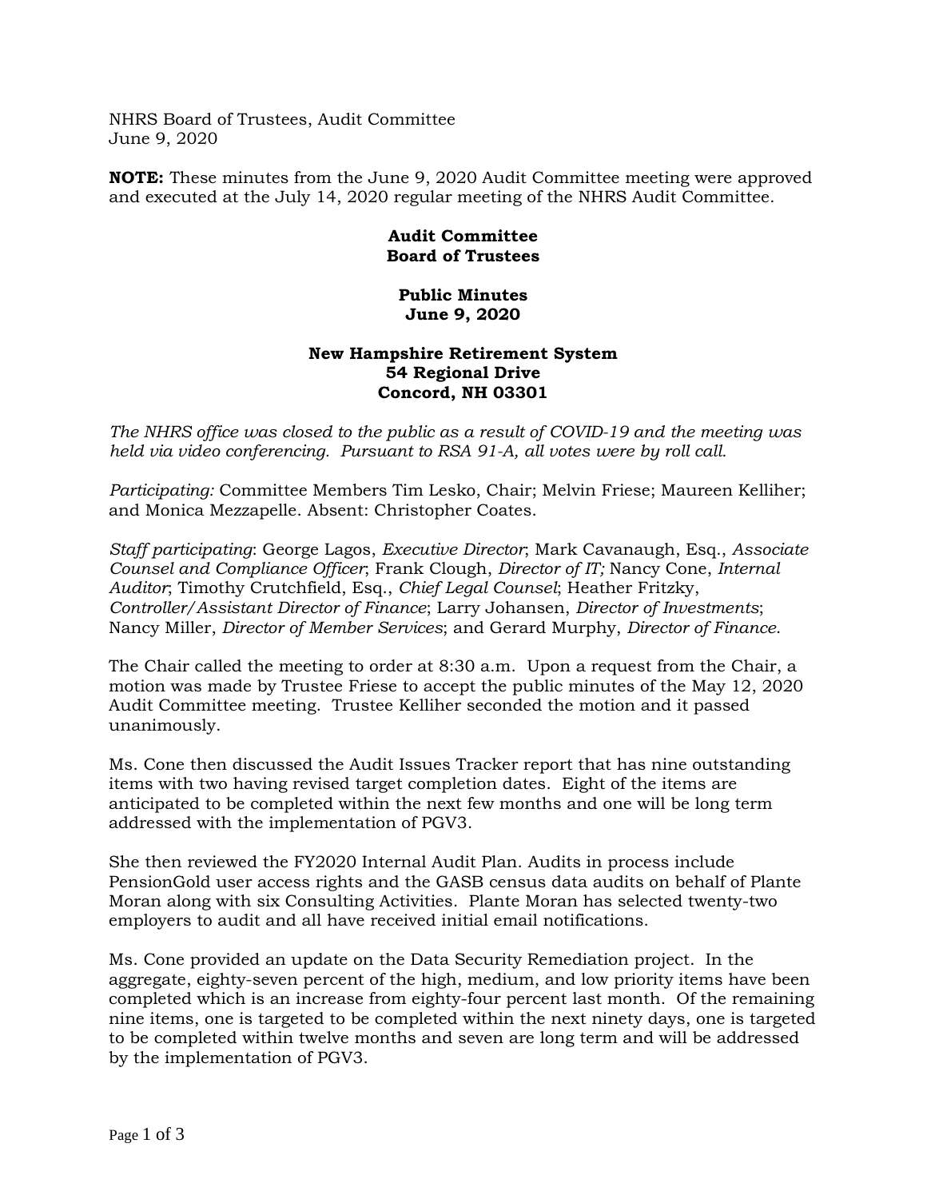NHRS Board of Trustees, Audit Committee
June 9, 2020

**NOTE:** These minutes from the June 9, 2020 Audit Committee meeting were approved and executed at the July 14, 2020 regular meeting of the NHRS Audit Committee.

**Audit Committee**
**Board of Trustees**

**Public Minutes**
**June 9, 2020**

**New Hampshire Retirement System**
**54 Regional Drive**
**Concord, NH 03301**

*The NHRS office was closed to the public as a result of COVID-19 and the meeting was held via video conferencing. Pursuant to RSA 91-A, all votes were by roll call.*

*Participating:* Committee Members Tim Lesko, Chair; Melvin Friese; Maureen Kelliher; and Monica Mezzapelle. Absent: Christopher Coates.

*Staff participating*: George Lagos, *Executive Director*; Mark Cavanaugh, Esq., *Associate Counsel and Compliance Officer*; Frank Clough, *Director of IT;* Nancy Cone, *Internal Auditor*; Timothy Crutchfield, Esq., *Chief Legal Counsel*; Heather Fritzky, *Controller/Assistant Director of Finance*; Larry Johansen, *Director of Investments*; Nancy Miller, *Director of Member Services*; and Gerard Murphy, *Director of Finance*.

The Chair called the meeting to order at 8:30 a.m. Upon a request from the Chair, a motion was made by Trustee Friese to accept the public minutes of the May 12, 2020 Audit Committee meeting. Trustee Kelliher seconded the motion and it passed unanimously.

Ms. Cone then discussed the Audit Issues Tracker report that has nine outstanding items with two having revised target completion dates. Eight of the items are anticipated to be completed within the next few months and one will be long term addressed with the implementation of PGV3.

She then reviewed the FY2020 Internal Audit Plan. Audits in process include PensionGold user access rights and the GASB census data audits on behalf of Plante Moran along with six Consulting Activities. Plante Moran has selected twenty-two employers to audit and all have received initial email notifications.

Ms. Cone provided an update on the Data Security Remediation project. In the aggregate, eighty-seven percent of the high, medium, and low priority items have been completed which is an increase from eighty-four percent last month. Of the remaining nine items, one is targeted to be completed within the next ninety days, one is targeted to be completed within twelve months and seven are long term and will be addressed by the implementation of PGV3.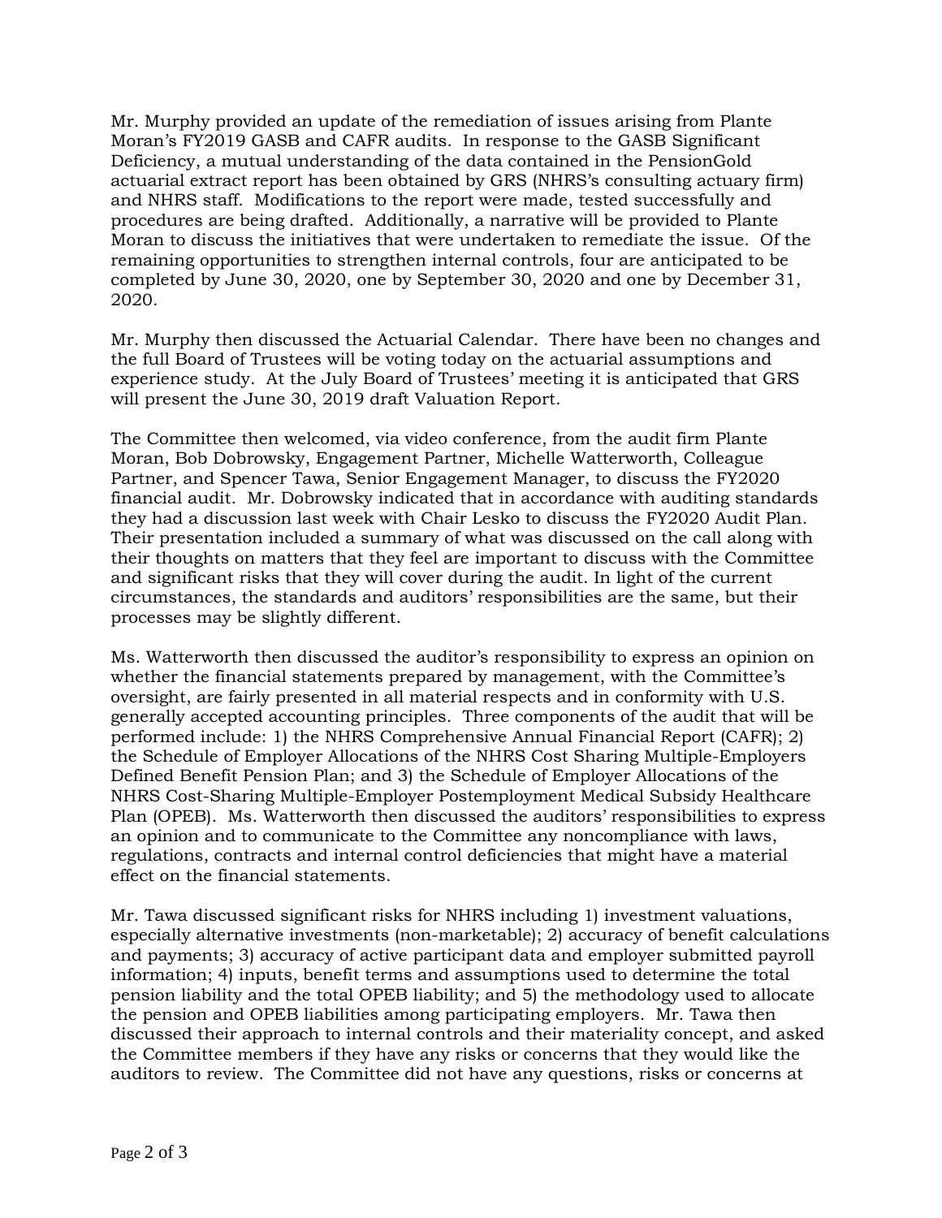Mr. Murphy provided an update of the remediation of issues arising from Plante Moran's FY2019 GASB and CAFR audits. In response to the GASB Significant Deficiency, a mutual understanding of the data contained in the PensionGold actuarial extract report has been obtained by GRS (NHRS's consulting actuary firm) and NHRS staff. Modifications to the report were made, tested successfully and procedures are being drafted. Additionally, a narrative will be provided to Plante Moran to discuss the initiatives that were undertaken to remediate the issue. Of the remaining opportunities to strengthen internal controls, four are anticipated to be completed by June 30, 2020, one by September 30, 2020 and one by December 31, 2020.

Mr. Murphy then discussed the Actuarial Calendar. There have been no changes and the full Board of Trustees will be voting today on the actuarial assumptions and experience study. At the July Board of Trustees' meeting it is anticipated that GRS will present the June 30, 2019 draft Valuation Report.

The Committee then welcomed, via video conference, from the audit firm Plante Moran, Bob Dobrowsky, Engagement Partner, Michelle Watterworth, Colleague Partner, and Spencer Tawa, Senior Engagement Manager, to discuss the FY2020 financial audit. Mr. Dobrowsky indicated that in accordance with auditing standards they had a discussion last week with Chair Lesko to discuss the FY2020 Audit Plan. Their presentation included a summary of what was discussed on the call along with their thoughts on matters that they feel are important to discuss with the Committee and significant risks that they will cover during the audit. In light of the current circumstances, the standards and auditors' responsibilities are the same, but their processes may be slightly different.

Ms. Watterworth then discussed the auditor's responsibility to express an opinion on whether the financial statements prepared by management, with the Committee's oversight, are fairly presented in all material respects and in conformity with U.S. generally accepted accounting principles. Three components of the audit that will be performed include: 1) the NHRS Comprehensive Annual Financial Report (CAFR); 2) the Schedule of Employer Allocations of the NHRS Cost Sharing Multiple-Employers Defined Benefit Pension Plan; and 3) the Schedule of Employer Allocations of the NHRS Cost-Sharing Multiple-Employer Postemployment Medical Subsidy Healthcare Plan (OPEB). Ms. Watterworth then discussed the auditors' responsibilities to express an opinion and to communicate to the Committee any noncompliance with laws, regulations, contracts and internal control deficiencies that might have a material effect on the financial statements.

Mr. Tawa discussed significant risks for NHRS including 1) investment valuations, especially alternative investments (non-marketable); 2) accuracy of benefit calculations and payments; 3) accuracy of active participant data and employer submitted payroll information; 4) inputs, benefit terms and assumptions used to determine the total pension liability and the total OPEB liability; and 5) the methodology used to allocate the pension and OPEB liabilities among participating employers. Mr. Tawa then discussed their approach to internal controls and their materiality concept, and asked the Committee members if they have any risks or concerns that they would like the auditors to review. The Committee did not have any questions, risks or concerns at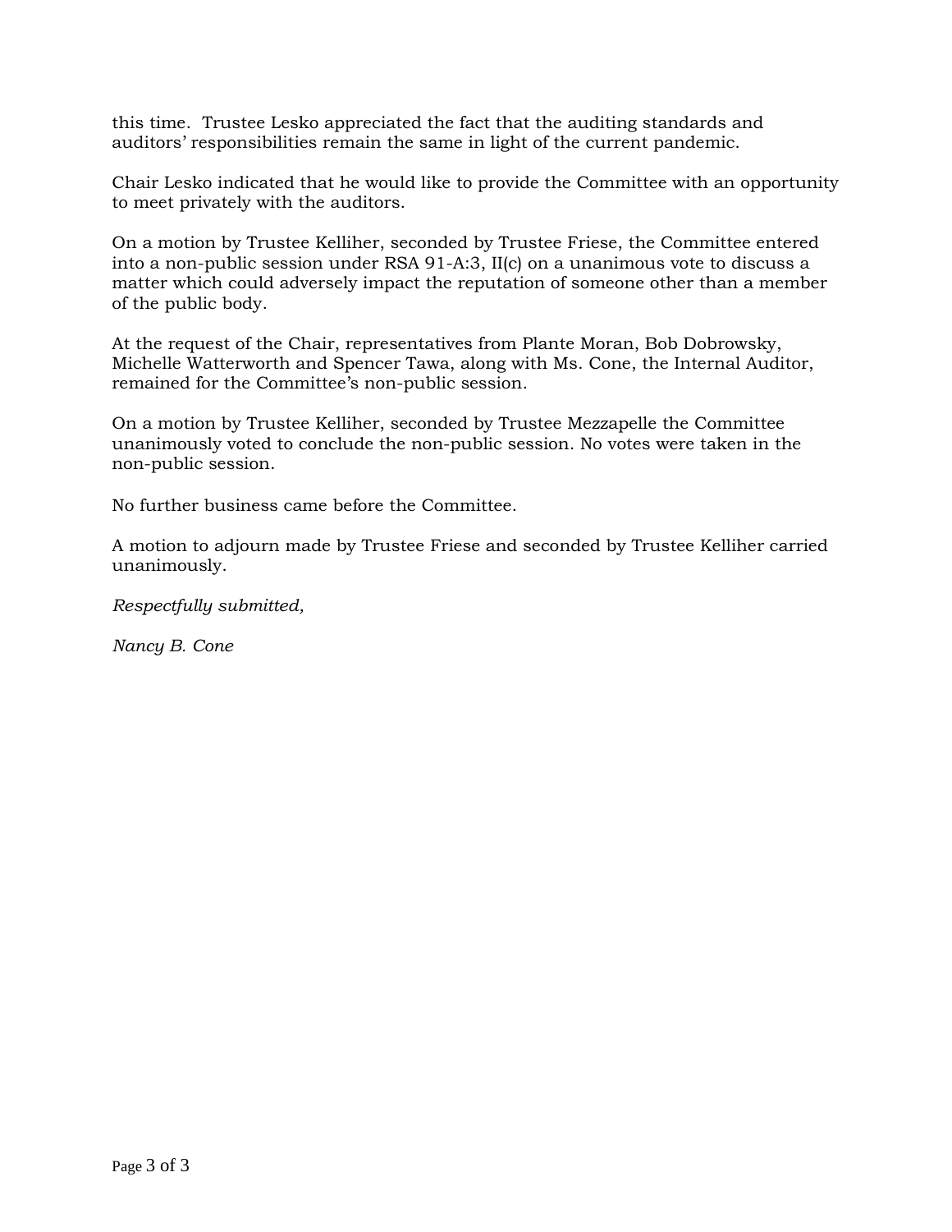this time. Trustee Lesko appreciated the fact that the auditing standards and auditors' responsibilities remain the same in light of the current pandemic.

Chair Lesko indicated that he would like to provide the Committee with an opportunity to meet privately with the auditors.

On a motion by Trustee Kelliher, seconded by Trustee Friese, the Committee entered into a non-public session under RSA 91-A:3, II(c) on a unanimous vote to discuss a matter which could adversely impact the reputation of someone other than a member of the public body.

At the request of the Chair, representatives from Plante Moran, Bob Dobrowsky, Michelle Watterworth and Spencer Tawa, along with Ms. Cone, the Internal Auditor, remained for the Committee's non-public session.

On a motion by Trustee Kelliher, seconded by Trustee Mezzapelle the Committee unanimously voted to conclude the non-public session. No votes were taken in the non-public session.

No further business came before the Committee.

A motion to adjourn made by Trustee Friese and seconded by Trustee Kelliher carried unanimously.

*Respectfully submitted,*

*Nancy B. Cone*